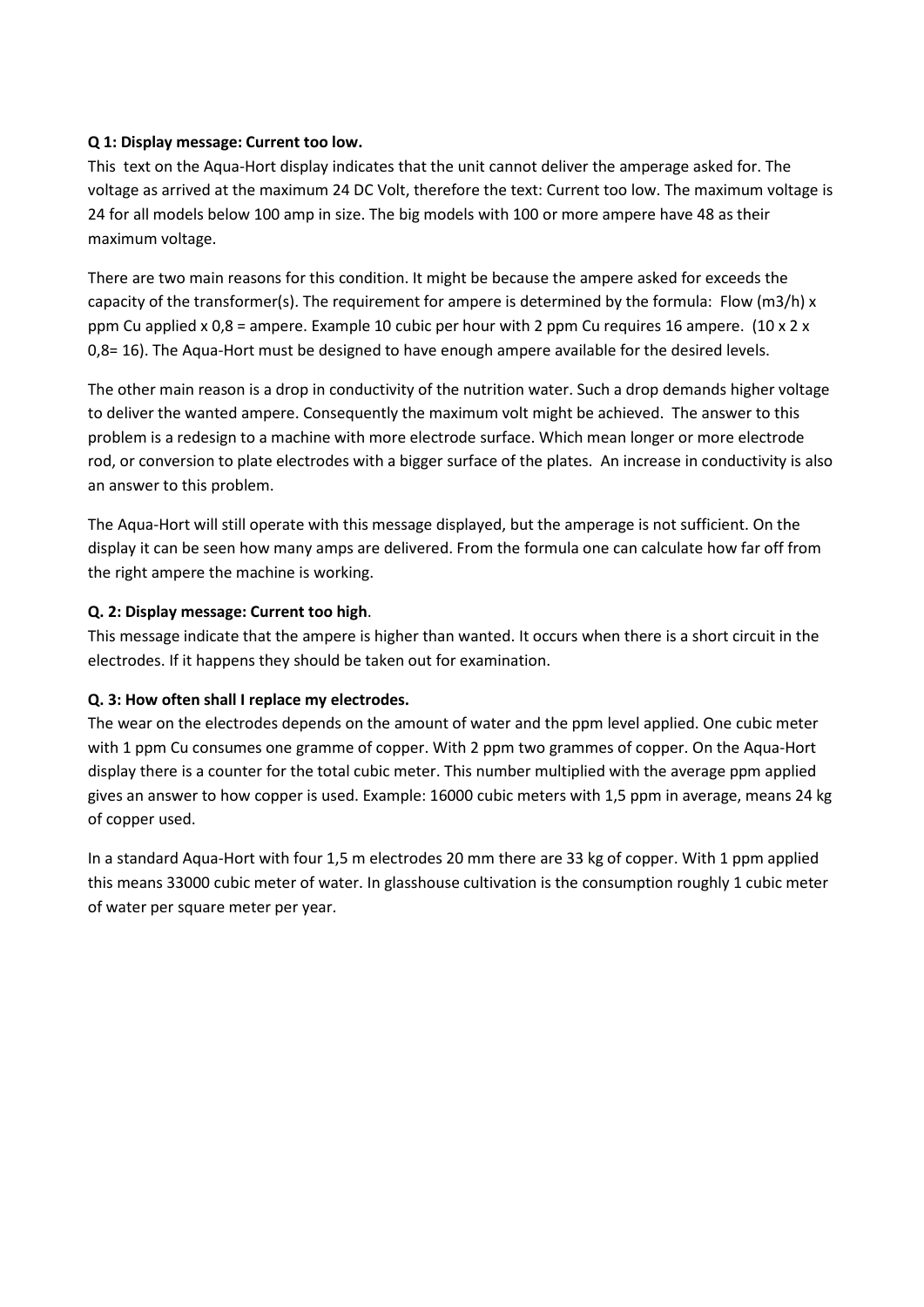**Q 1: Display message: Current too low.**

This text on the Aqua-Hort display indicates that the unit cannot deliver the amperage asked for. The voltage as arrived at the maximum 24 DC Volt, therefore the text: Current too low. The maximum voltage is 24 for all models below 100 amp in size. The big models with 100 or more ampere have 48 as their maximum voltage.

There are two main reasons for this condition. It might be because the ampere asked for exceeds the capacity of the transformer(s). The requirement for ampere is determined by the formula: Flow (m3/h) x ppm Cu applied x 0,8 = ampere. Example 10 cubic per hour with 2 ppm Cu requires 16 ampere. (10 x 2 x 0,8= 16). The Aqua-Hort must be designed to have enough ampere available for the desired levels.

The other main reason is a drop in conductivity of the nutrition water. Such a drop demands higher voltage to deliver the wanted ampere. Consequently the maximum volt might be achieved. The answer to this problem is a redesign to a machine with more electrode surface. Which mean longer or more electrode rod, or conversion to plate electrodes with a bigger surface of the plates. An increase in conductivity is also an answer to this problem.

The Aqua-Hort will still operate with this message displayed, but the amperage is not sufficient. On the display it can be seen how many amps are delivered. From the formula one can calculate how far off from the right ampere the machine is working.

**Q. 2: Display message: Current too high**.

This message indicate that the ampere is higher than wanted. It occurs when there is a short circuit in the electrodes. If it happens they should be taken out for examination.

**Q. 3: How often shall I replace my electrodes.**

The wear on the electrodes depends on the amount of water and the ppm level applied. One cubic meter with 1 ppm Cu consumes one gramme of copper. With 2 ppm two grammes of copper. On the Aqua-Hort display there is a counter for the total cubic meter. This number multiplied with the average ppm applied gives an answer to how copper is used. Example: 16000 cubic meters with 1,5 ppm in average, means 24 kg of copper used.

In a standard Aqua-Hort with four 1,5 m electrodes 20 mm there are 33 kg of copper. With 1 ppm applied this means 33000 cubic meter of water. In glasshouse cultivation is the consumption roughly 1 cubic meter of water per square meter per year.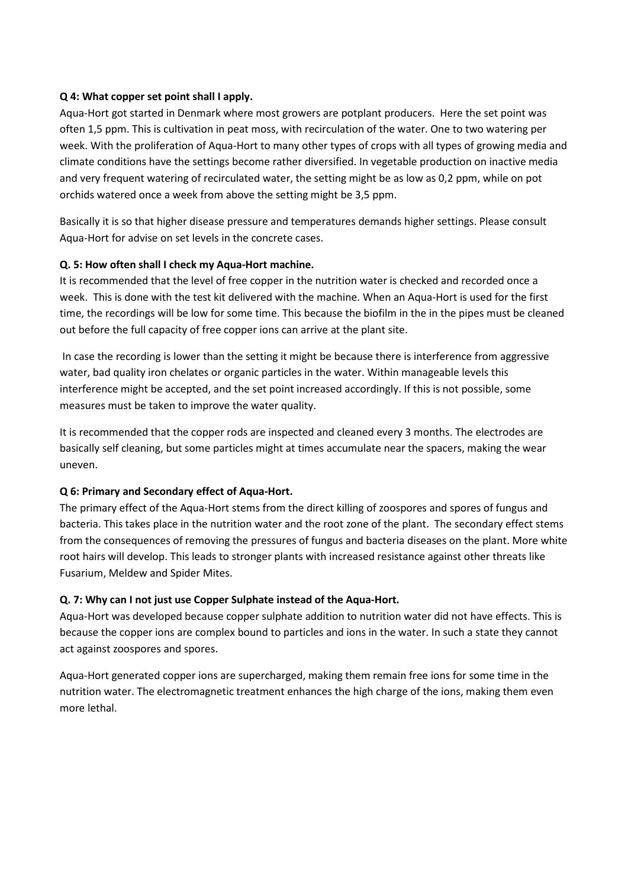**Q 4: What copper set point shall I apply.**

Aqua-Hort got started in Denmark where most growers are potplant producers. Here the set point was often 1,5 ppm. This is cultivation in peat moss, with recirculation of the water. One to two watering per week. With the proliferation of Aqua-Hort to many other types of crops with all types of growing media and climate conditions have the settings become rather diversified. In vegetable production on inactive media and very frequent watering of recirculated water, the setting might be as low as 0,2 ppm, while on pot orchids watered once a week from above the setting might be 3,5 ppm.

Basically it is so that higher disease pressure and temperatures demands higher settings. Please consult Aqua-Hort for advise on set levels in the concrete cases.

**Q. 5: How often shall I check my Aqua-Hort machine.**

It is recommended that the level of free copper in the nutrition water is checked and recorded once a week. This is done with the test kit delivered with the machine. When an Aqua-Hort is used for the first time, the recordings will be low for some time. This because the biofilm in the in the pipes must be cleaned out before the full capacity of free copper ions can arrive at the plant site.

In case the recording is lower than the setting it might be because there is interference from aggressive water, bad quality iron chelates or organic particles in the water. Within manageable levels this interference might be accepted, and the set point increased accordingly. If this is not possible, some measures must be taken to improve the water quality.

It is recommended that the copper rods are inspected and cleaned every 3 months. The electrodes are basically self cleaning, but some particles might at times accumulate near the spacers, making the wear uneven.

**Q 6: Primary and Secondary effect of Aqua-Hort.**

The primary effect of the Aqua-Hort stems from the direct killing of zoospores and spores of fungus and bacteria. This takes place in the nutrition water and the root zone of the plant. The secondary effect stems from the consequences of removing the pressures of fungus and bacteria diseases on the plant. More white root hairs will develop. This leads to stronger plants with increased resistance against other threats like Fusarium, Meldew and Spider Mites.

**Q. 7: Why can I not just use Copper Sulphate instead of the Aqua-Hort.**

Aqua-Hort was developed because copper sulphate addition to nutrition water did not have effects. This is because the copper ions are complex bound to particles and ions in the water. In such a state they cannot act against zoospores and spores.

Aqua-Hort generated copper ions are supercharged, making them remain free ions for some time in the nutrition water. The electromagnetic treatment enhances the high charge of the ions, making them even more lethal.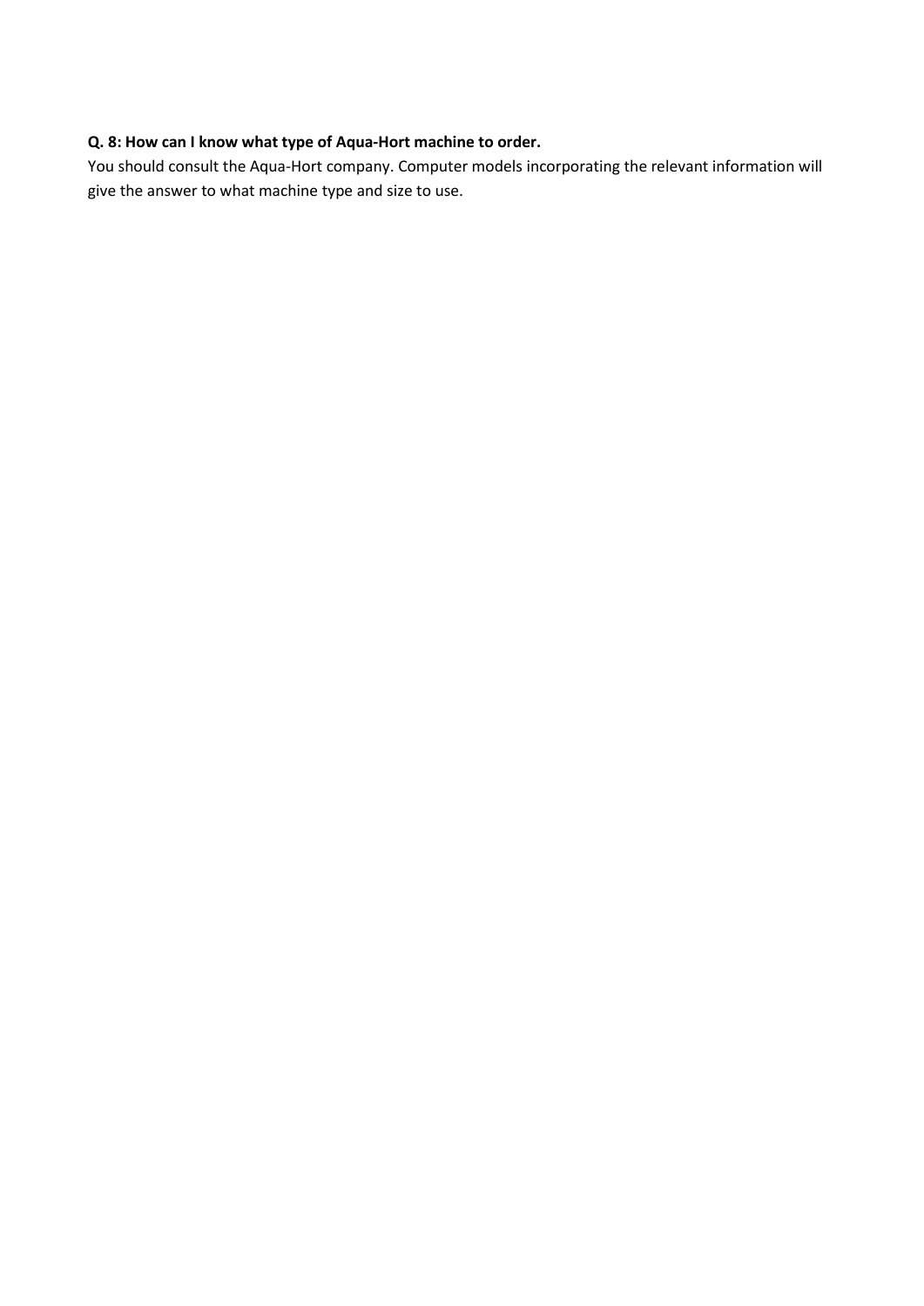**Q. 8: How can I know what type of Aqua-Hort machine to order.**

You should consult the Aqua-Hort company. Computer models incorporating the relevant information will give the answer to what machine type and size to use.